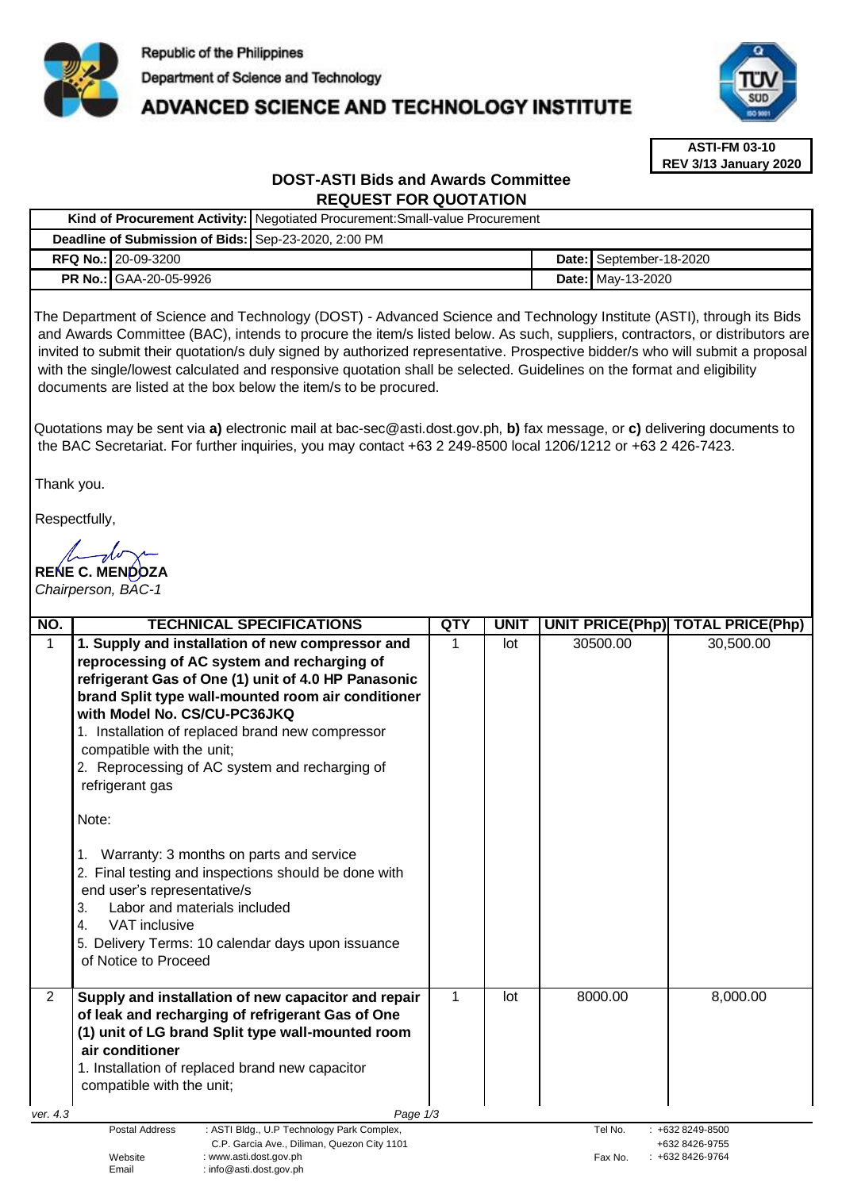Republic of the Philippines

Department of Science and Technology

# ADVANCED SCIENCE AND TECHNOLOGY INSTITUTE

**ASTI-FM 03-10**
**REV 3/13 January 2020**

## DOST-ASTI Bids and Awards Committee
## REQUEST FOR QUOTATION

| | | | |
|---|---|---|---|
| **Kind of Procurement Activity:** | Negotiated Procurement:Small-value Procurement | | |
| **Deadline of Submission of Bids:** | Sep-23-2020, 2:00 PM | | |
| **RFQ No.:** | 20-09-3200 | **Date:** | September-18-2020 |
| **PR No.:** | GAA-20-05-9926 | **Date:** | May-13-2020 |

The Department of Science and Technology (DOST) - Advanced Science and Technology Institute (ASTI), through its Bids and Awards Committee (BAC), intends to procure the item/s listed below. As such, suppliers, contractors, or distributors are invited to submit their quotation/s duly signed by authorized representative. Prospective bidder/s who will submit a proposal with the single/lowest calculated and responsive quotation shall be selected. Guidelines on the format and eligibility documents are listed at the box below the item/s to be procured.

Quotations may be sent via **a)** electronic mail at bac-sec@asti.dost.gov.ph, **b)** fax message, or **c)** delivering documents to the BAC Secretariat. For further inquiries, you may contact +63 2 249-8500 local 1206/1212 or +63 2 426-7423.

Thank you.

Respectfully,

**RENE C. MENDOZA**
*Chairperson, BAC-1*

| NO. | TECHNICAL SPECIFICATIONS | QTY | UNIT | UNIT PRICE(Php) | TOTAL PRICE(Php) |
|---|---|---|---|---|---|
| 1 | **1. Supply and installation of new compressor and reprocessing of AC system and recharging of refrigerant Gas of One (1) unit of 4.0 HP Panasonic brand Split type wall-mounted room air conditioner with Model No. CS/CU-PC36JKQ**<br>1. Installation of replaced brand new compressor compatible with the unit;<br>2. Reprocessing of AC system and recharging of refrigerant gas<br><br>Note:<br><br>1. Warranty: 3 months on parts and service<br>2. Final testing and inspections should be done with end user's representative/s<br>3. Labor and materials included<br>4. VAT inclusive<br>5. Delivery Terms: 10 calendar days upon issuance of Notice to Proceed | 1 | lot | 30500.00 | 30,500.00 |
| 2 | **Supply and installation of new capacitor and repair of leak and recharging of refrigerant Gas of One (1) unit of LG brand Split type wall-mounted room air conditioner**<br>1. Installation of replaced brand new capacitor compatible with the unit; | 1 | lot | 8000.00 | 8,000.00 |

ver. 4.3

Postal Address : ASTI Bldg., U.P Technology Park Complex, C.P. Garcia Ave., Diliman, Quezon City 1101
Website : www.asti.dost.gov.ph
Email : info@asti.dost.gov.ph
Tel No. : +632 8249-8500 / +632 8426-9755
Fax No. : +632 8426-9764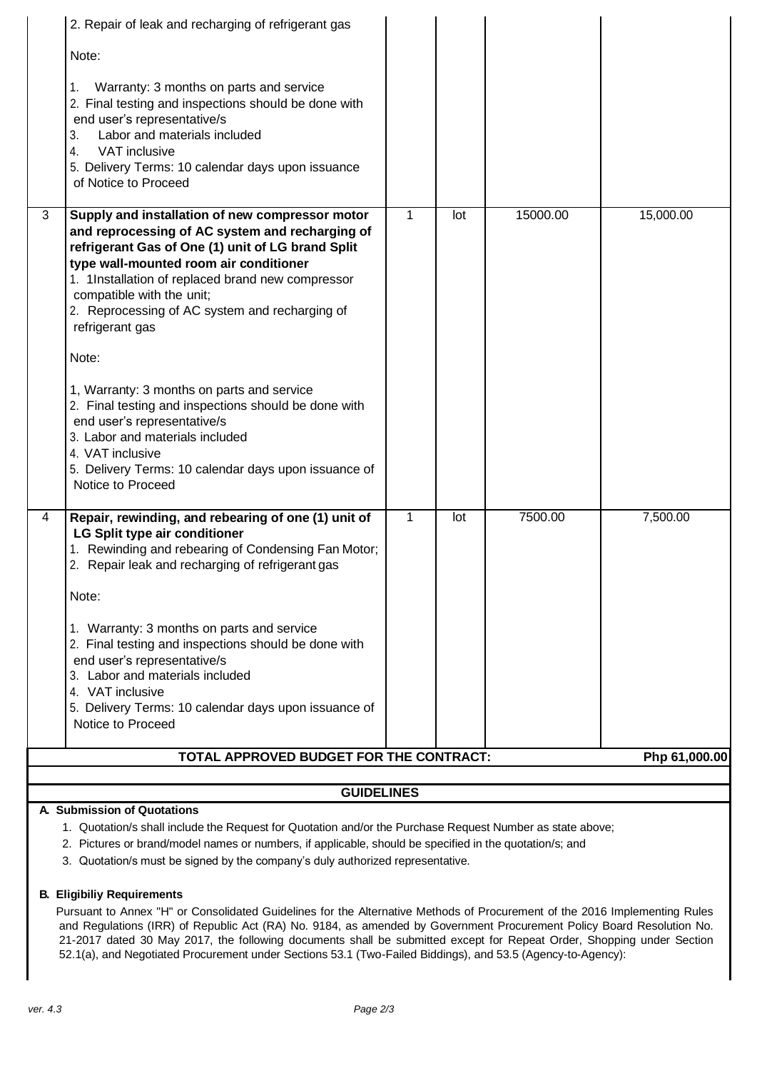| | | | | | |
|---|---|---|---|---|---|
| | 2. Repair of leak and recharging of refrigerant gas<br><br>Note:<br><br>1. Warranty: 3 months on parts and service<br>2. Final testing and inspections should be done with end user's representative/s<br>3. Labor and materials included<br>4. VAT inclusive<br>5. Delivery Terms: 10 calendar days upon issuance of Notice to Proceed | | | | |
| 3 | **Supply and installation of new compressor motor and reprocessing of AC system and recharging of refrigerant Gas of One (1) unit of LG brand Split type wall-mounted room air conditioner**<br>1. 1Installation of replaced brand new compressor compatible with the unit;<br>2. Reprocessing of AC system and recharging of refrigerant gas<br><br>Note:<br><br>1, Warranty: 3 months on parts and service<br>2. Final testing and inspections should be done with end user's representative/s<br>3. Labor and materials included<br>4. VAT inclusive<br>5. Delivery Terms: 10 calendar days upon issuance of Notice to Proceed | 1 | lot | 15000.00 | 15,000.00 |
| 4 | **Repair, rewinding, and rebearing of one (1) unit of LG Split type air conditioner**<br>1. Rewinding and rebearing of Condensing Fan Motor;<br>2. Repair leak and recharging of refrigerant gas<br><br>Note:<br><br>1. Warranty: 3 months on parts and service<br>2. Final testing and inspections should be done with end user's representative/s<br>3. Labor and materials included<br>4. VAT inclusive<br>5. Delivery Terms: 10 calendar days upon issuance of Notice to Proceed | 1 | lot | 7500.00 | 7,500.00 |
| **TOTAL APPROVED BUDGET FOR THE CONTRACT:** | | | | | **Php 61,000.00** |

## GUIDELINES

**A. Submission of Quotations**

1. Quotation/s shall include the Request for Quotation and/or the Purchase Request Number as state above;
2. Pictures or brand/model names or numbers, if applicable, should be specified in the quotation/s; and
3. Quotation/s must be signed by the company's duly authorized representative.

**B. Eligibiliy Requirements**

Pursuant to Annex "H" or Consolidated Guidelines for the Alternative Methods of Procurement of the 2016 Implementing Rules and Regulations (IRR) of Republic Act (RA) No. 9184, as amended by Government Procurement Policy Board Resolution No. 21-2017 dated 30 May 2017, the following documents shall be submitted except for Repeat Order, Shopping under Section 52.1(a), and Negotiated Procurement under Sections 53.1 (Two-Failed Biddings), and 53.5 (Agency-to-Agency):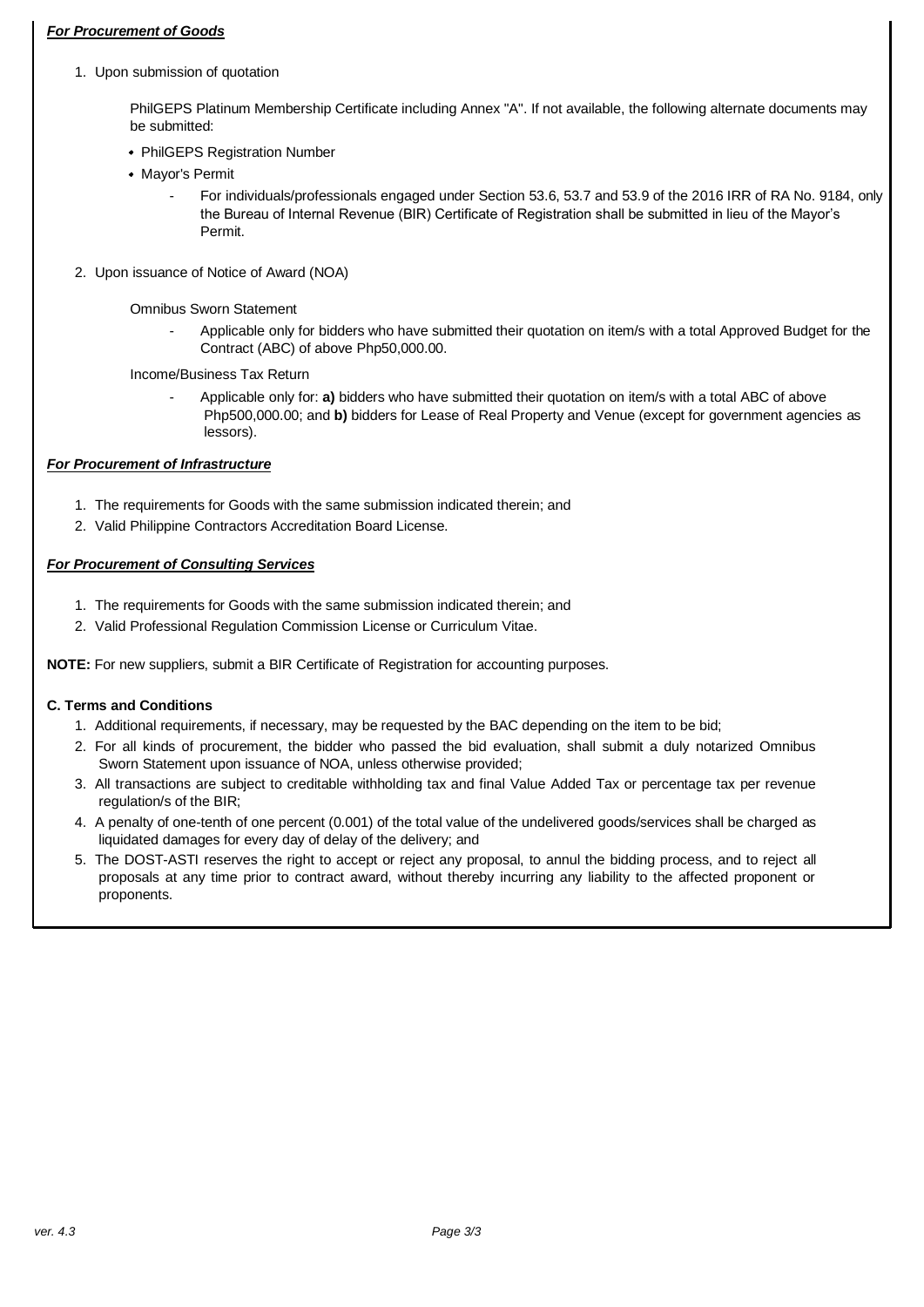***For Procurement of Goods***

1. Upon submission of quotation

   PhilGEPS Platinum Membership Certificate including Annex "A". If not available, the following alternate documents may be submitted:

   - PhilGEPS Registration Number
   - Mayor's Permit
     - For individuals/professionals engaged under Section 53.6, 53.7 and 53.9 of the 2016 IRR of RA No. 9184, only the Bureau of Internal Revenue (BIR) Certificate of Registration shall be submitted in lieu of the Mayor's Permit.

2. Upon issuance of Notice of Award (NOA)

   Omnibus Sworn Statement

   - Applicable only for bidders who have submitted their quotation on item/s with a total Approved Budget for the Contract (ABC) of above Php50,000.00.

   Income/Business Tax Return

   - Applicable only for: **a)** bidders who have submitted their quotation on item/s with a total ABC of above Php500,000.00; and **b)** bidders for Lease of Real Property and Venue (except for government agencies as lessors).

***For Procurement of Infrastructure***

1. The requirements for Goods with the same submission indicated therein; and
2. Valid Philippine Contractors Accreditation Board License.

***For Procurement of Consulting Services***

1. The requirements for Goods with the same submission indicated therein; and
2. Valid Professional Regulation Commission License or Curriculum Vitae.

**NOTE:** For new suppliers, submit a BIR Certificate of Registration for accounting purposes.

**C. Terms and Conditions**

1. Additional requirements, if necessary, may be requested by the BAC depending on the item to be bid;
2. For all kinds of procurement, the bidder who passed the bid evaluation, shall submit a duly notarized Omnibus Sworn Statement upon issuance of NOA, unless otherwise provided;
3. All transactions are subject to creditable withholding tax and final Value Added Tax or percentage tax per revenue regulation/s of the BIR;
4. A penalty of one-tenth of one percent (0.001) of the total value of the undelivered goods/services shall be charged as liquidated damages for every day of delay of the delivery; and
5. The DOST-ASTI reserves the right to accept or reject any proposal, to annul the bidding process, and to reject all proposals at any time prior to contract award, without thereby incurring any liability to the affected proponent or proponents.

ver. 4.3